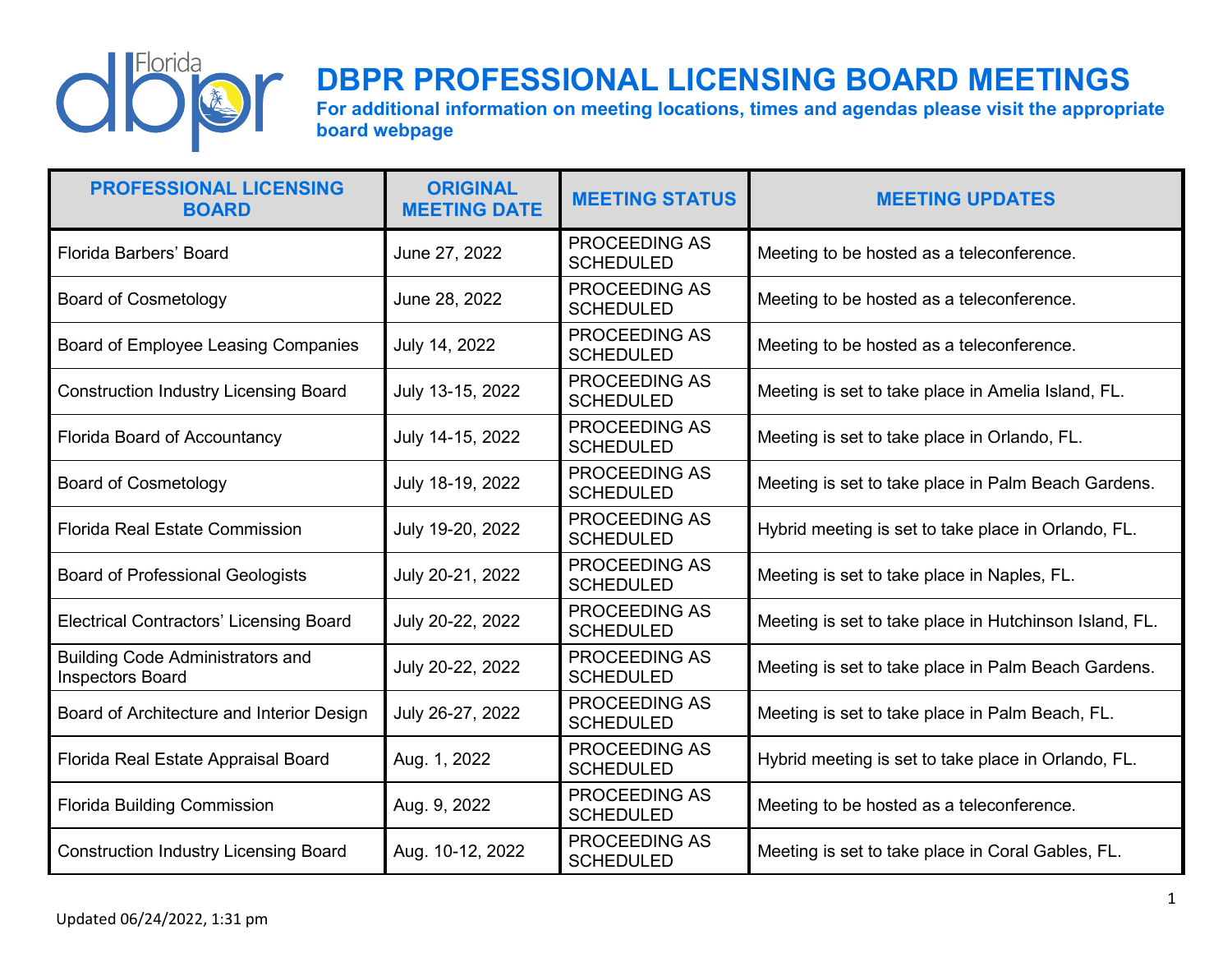# DBPR PROFESSIONAL LICENSING BOARD MEETINGS

**For additional information on meeting locations, times and agendas please visit the appropriate board webpage**

| PROFESSIONAL LICENSING BOARD | ORIGINAL MEETING DATE | MEETING STATUS | MEETING UPDATES |
|---|---|---|---|
| Florida Barbers' Board | June 27, 2022 | PROCEEDING AS SCHEDULED | Meeting to be hosted as a teleconference. |
| Board of Cosmetology | June 28, 2022 | PROCEEDING AS SCHEDULED | Meeting to be hosted as a teleconference. |
| Board of Employee Leasing Companies | July 14, 2022 | PROCEEDING AS SCHEDULED | Meeting to be hosted as a teleconference. |
| Construction Industry Licensing Board | July 13-15, 2022 | PROCEEDING AS SCHEDULED | Meeting is set to take place in Amelia Island, FL. |
| Florida Board of Accountancy | July 14-15, 2022 | PROCEEDING AS SCHEDULED | Meeting is set to take place in Orlando, FL. |
| Board of Cosmetology | July 18-19, 2022 | PROCEEDING AS SCHEDULED | Meeting is set to take place in Palm Beach Gardens. |
| Florida Real Estate Commission | July 19-20, 2022 | PROCEEDING AS SCHEDULED | Hybrid meeting is set to take place in Orlando, FL. |
| Board of Professional Geologists | July 20-21, 2022 | PROCEEDING AS SCHEDULED | Meeting is set to take place in Naples, FL. |
| Electrical Contractors' Licensing Board | July 20-22, 2022 | PROCEEDING AS SCHEDULED | Meeting is set to take place in Hutchinson Island, FL. |
| Building Code Administrators and Inspectors Board | July 20-22, 2022 | PROCEEDING AS SCHEDULED | Meeting is set to take place in Palm Beach Gardens. |
| Board of Architecture and Interior Design | July 26-27, 2022 | PROCEEDING AS SCHEDULED | Meeting is set to take place in Palm Beach, FL. |
| Florida Real Estate Appraisal Board | Aug. 1, 2022 | PROCEEDING AS SCHEDULED | Hybrid meeting is set to take place in Orlando, FL. |
| Florida Building Commission | Aug. 9, 2022 | PROCEEDING AS SCHEDULED | Meeting to be hosted as a teleconference. |
| Construction Industry Licensing Board | Aug. 10-12, 2022 | PROCEEDING AS SCHEDULED | Meeting is set to take place in Coral Gables, FL. |

Updated 06/24/2022, 1:31 pm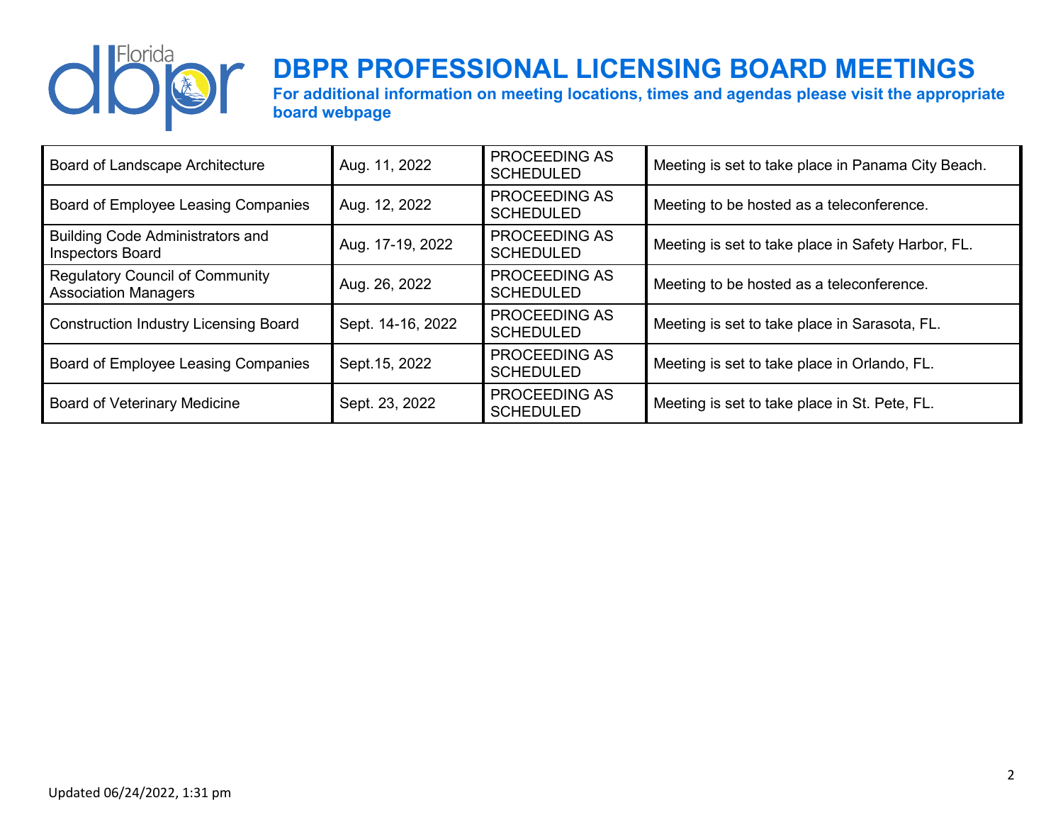# DBPR PROFESSIONAL LICENSING BOARD MEETINGS

**For additional information on meeting locations, times and agendas please visit the appropriate board webpage**

| | | | |
|---|---|---|---|
| Board of Landscape Architecture | Aug. 11, 2022 | PROCEEDING AS SCHEDULED | Meeting is set to take place in Panama City Beach. |
| Board of Employee Leasing Companies | Aug. 12, 2022 | PROCEEDING AS SCHEDULED | Meeting to be hosted as a teleconference. |
| Building Code Administrators and Inspectors Board | Aug. 17-19, 2022 | PROCEEDING AS SCHEDULED | Meeting is set to take place in Safety Harbor, FL. |
| Regulatory Council of Community Association Managers | Aug. 26, 2022 | PROCEEDING AS SCHEDULED | Meeting to be hosted as a teleconference. |
| Construction Industry Licensing Board | Sept. 14-16, 2022 | PROCEEDING AS SCHEDULED | Meeting is set to take place in Sarasota, FL. |
| Board of Employee Leasing Companies | Sept.15, 2022 | PROCEEDING AS SCHEDULED | Meeting is set to take place in Orlando, FL. |
| Board of Veterinary Medicine | Sept. 23, 2022 | PROCEEDING AS SCHEDULED | Meeting is set to take place in St. Pete, FL. |

Updated 06/24/2022, 1:31 pm